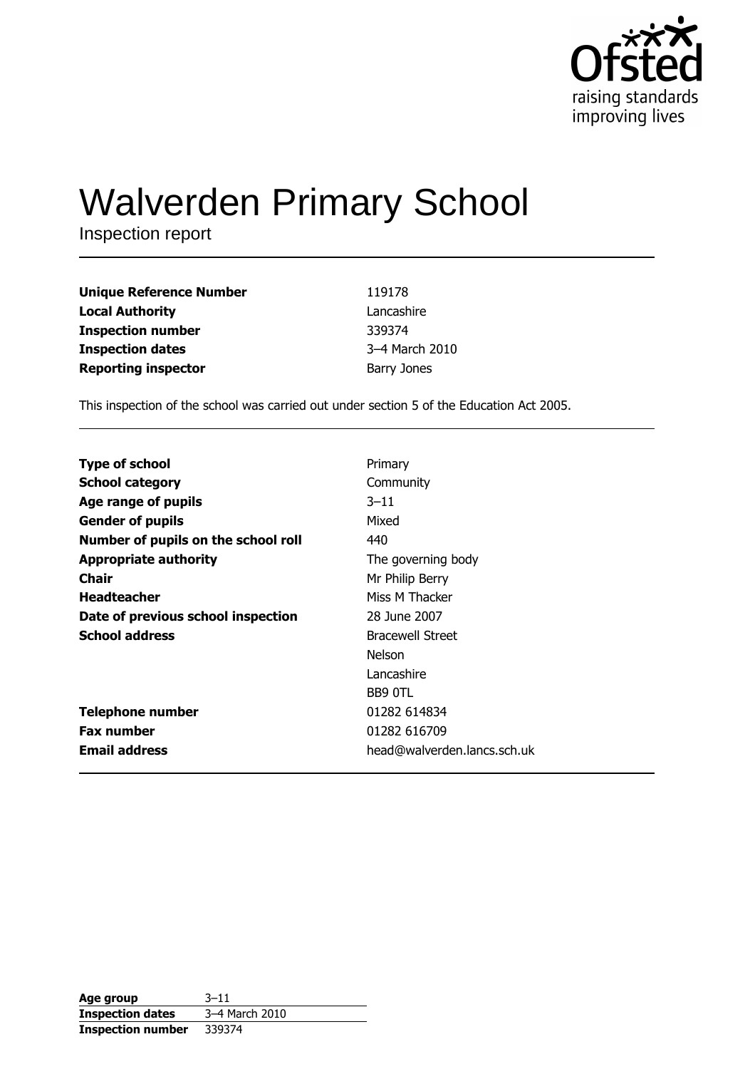Ofsted
raising standards
improving lives

# Walverden Primary School

Inspection report

| | |
|---|---|
| **Unique Reference Number** | 119178 |
| **Local Authority** | Lancashire |
| **Inspection number** | 339374 |
| **Inspection dates** | 3–4 March 2010 |
| **Reporting inspector** | Barry Jones |

This inspection of the school was carried out under section 5 of the Education Act 2005.

| | |
|---|---|
| **Type of school** | Primary |
| **School category** | Community |
| **Age range of pupils** | 3–11 |
| **Gender of pupils** | Mixed |
| **Number of pupils on the school roll** | 440 |
| **Appropriate authority** | The governing body |
| **Chair** | Mr Philip Berry |
| **Headteacher** | Miss M Thacker |
| **Date of previous school inspection** | 28 June 2007 |
| **School address** | Bracewell Street<br>Nelson<br>Lancashire<br>BB9 0TL |
| **Telephone number** | 01282 614834 |
| **Fax number** | 01282 616709 |
| **Email address** | head@walverden.lancs.sch.uk |

| | |
|---|---|
| **Age group** | 3–11 |
| **Inspection dates** | 3–4 March 2010 |
| **Inspection number** | 339374 |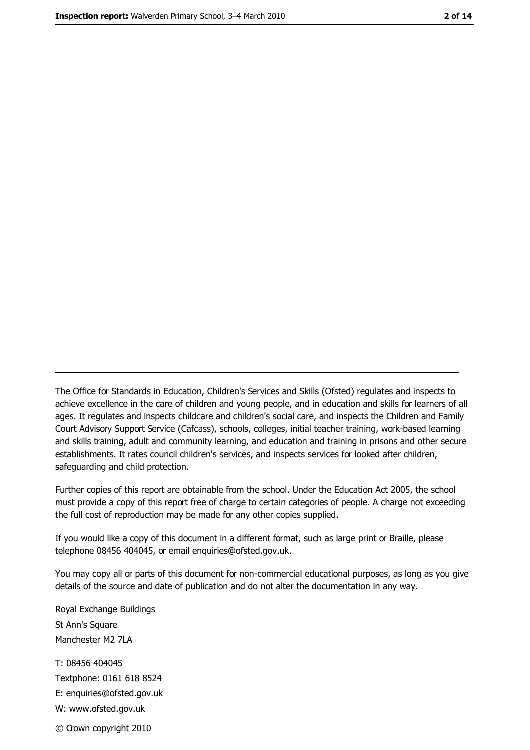The Office for Standards in Education, Children's Services and Skills (Ofsted) regulates and inspects to achieve excellence in the care of children and young people, and in education and skills for learners of all ages. It regulates and inspects childcare and children's social care, and inspects the Children and Family Court Advisory Support Service (Cafcass), schools, colleges, initial teacher training, work-based learning and skills training, adult and community learning, and education and training in prisons and other secure establishments. It rates council children's services, and inspects services for looked after children, safeguarding and child protection.

Further copies of this report are obtainable from the school. Under the Education Act 2005, the school must provide a copy of this report free of charge to certain categories of people. A charge not exceeding the full cost of reproduction may be made for any other copies supplied.

If you would like a copy of this document in a different format, such as large print or Braille, please telephone 08456 404045, or email enquiries@ofsted.gov.uk.

You may copy all or parts of this document for non-commercial educational purposes, as long as you give details of the source and date of publication and do not alter the documentation in any way.

Royal Exchange Buildings
St Ann's Square
Manchester M2 7LA

T: 08456 404045
Textphone: 0161 618 8524
E: enquiries@ofsted.gov.uk
W: www.ofsted.gov.uk

© Crown copyright 2010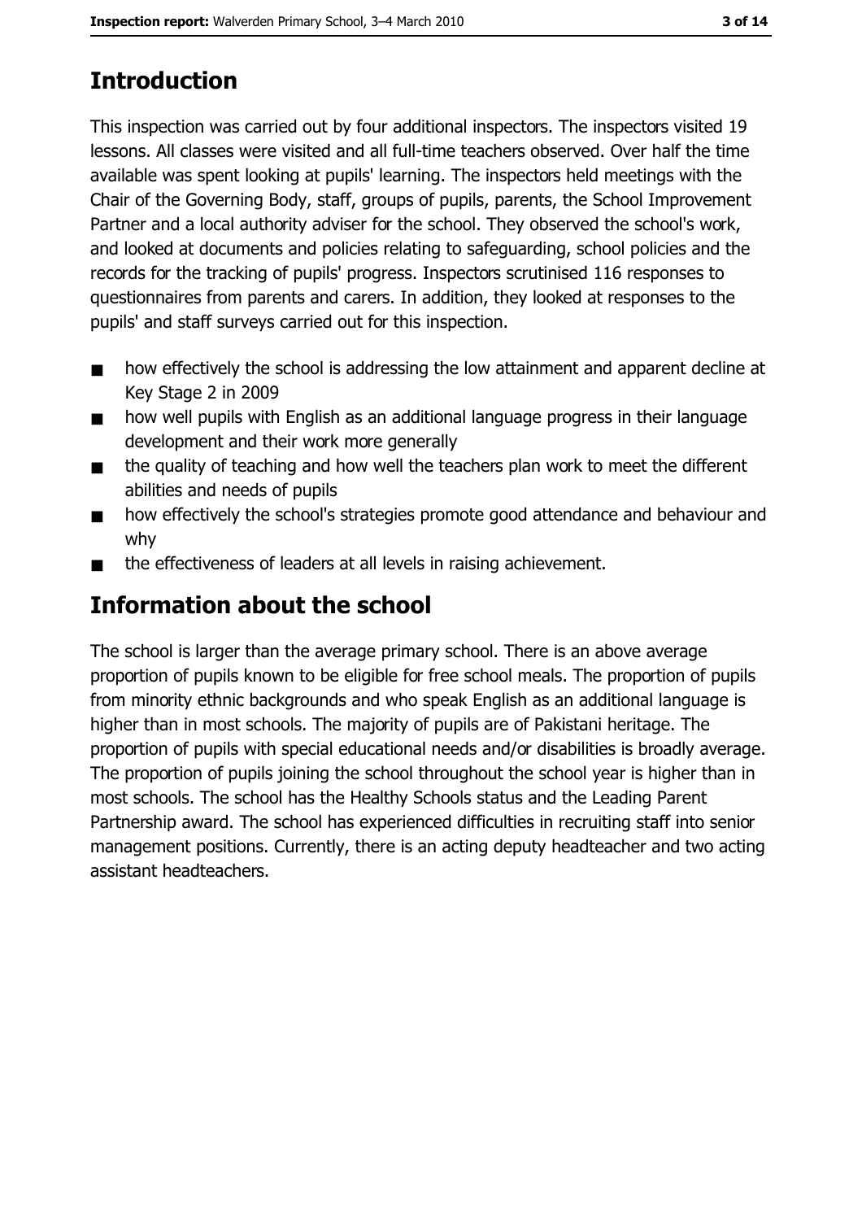## Introduction

This inspection was carried out by four additional inspectors. The inspectors visited 19 lessons. All classes were visited and all full-time teachers observed. Over half the time available was spent looking at pupils' learning. The inspectors held meetings with the Chair of the Governing Body, staff, groups of pupils, parents, the School Improvement Partner and a local authority adviser for the school. They observed the school's work, and looked at documents and policies relating to safeguarding, school policies and the records for the tracking of pupils' progress. Inspectors scrutinised 116 responses to questionnaires from parents and carers. In addition, they looked at responses to the pupils' and staff surveys carried out for this inspection.

- how effectively the school is addressing the low attainment and apparent decline at Key Stage 2 in 2009
- how well pupils with English as an additional language progress in their language development and their work more generally
- the quality of teaching and how well the teachers plan work to meet the different abilities and needs of pupils
- how effectively the school's strategies promote good attendance and behaviour and why
- the effectiveness of leaders at all levels in raising achievement.

## Information about the school

The school is larger than the average primary school. There is an above average proportion of pupils known to be eligible for free school meals. The proportion of pupils from minority ethnic backgrounds and who speak English as an additional language is higher than in most schools. The majority of pupils are of Pakistani heritage. The proportion of pupils with special educational needs and/or disabilities is broadly average. The proportion of pupils joining the school throughout the school year is higher than in most schools. The school has the Healthy Schools status and the Leading Parent Partnership award. The school has experienced difficulties in recruiting staff into senior management positions. Currently, there is an acting deputy headteacher and two acting assistant headteachers.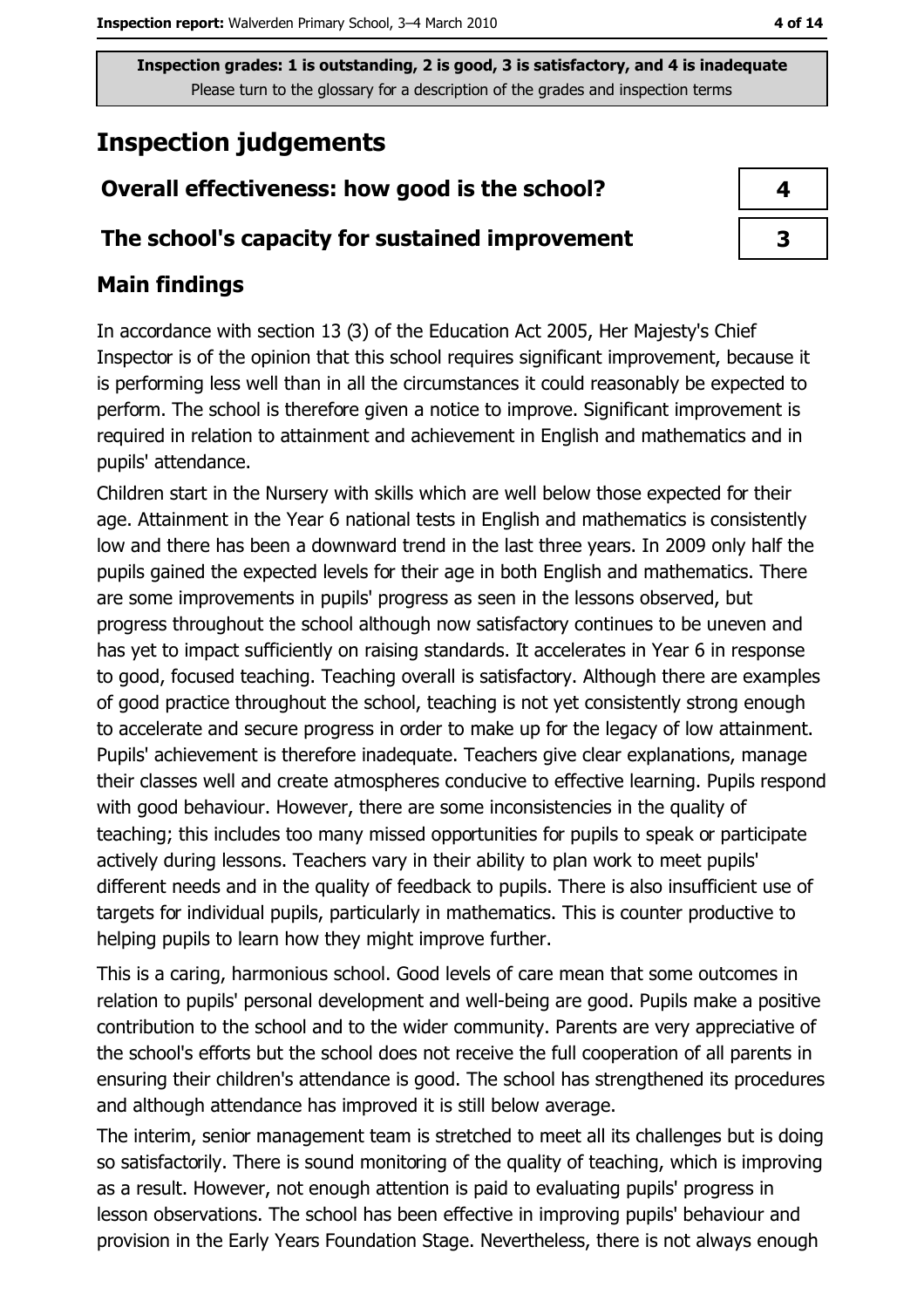Inspection grades: 1 is outstanding, 2 is good, 3 is satisfactory, and 4 is inadequate
Please turn to the glossary for a description of the grades and inspection terms

# Inspection judgements

| Overall effectiveness: how good is the school? | 4 |
| --- | --- |
| The school's capacity for sustained improvement | 3 |

## Main findings

In accordance with section 13 (3) of the Education Act 2005, Her Majesty's Chief Inspector is of the opinion that this school requires significant improvement, because it is performing less well than in all the circumstances it could reasonably be expected to perform. The school is therefore given a notice to improve. Significant improvement is required in relation to attainment and achievement in English and mathematics and in pupils' attendance.

Children start in the Nursery with skills which are well below those expected for their age. Attainment in the Year 6 national tests in English and mathematics is consistently low and there has been a downward trend in the last three years. In 2009 only half the pupils gained the expected levels for their age in both English and mathematics. There are some improvements in pupils' progress as seen in the lessons observed, but progress throughout the school although now satisfactory continues to be uneven and has yet to impact sufficiently on raising standards. It accelerates in Year 6 in response to good, focused teaching. Teaching overall is satisfactory. Although there are examples of good practice throughout the school, teaching is not yet consistently strong enough to accelerate and secure progress in order to make up for the legacy of low attainment. Pupils' achievement is therefore inadequate. Teachers give clear explanations, manage their classes well and create atmospheres conducive to effective learning. Pupils respond with good behaviour. However, there are some inconsistencies in the quality of teaching; this includes too many missed opportunities for pupils to speak or participate actively during lessons. Teachers vary in their ability to plan work to meet pupils' different needs and in the quality of feedback to pupils. There is also insufficient use of targets for individual pupils, particularly in mathematics. This is counter productive to helping pupils to learn how they might improve further.

This is a caring, harmonious school. Good levels of care mean that some outcomes in relation to pupils' personal development and well-being are good. Pupils make a positive contribution to the school and to the wider community. Parents are very appreciative of the school's efforts but the school does not receive the full cooperation of all parents in ensuring their children's attendance is good. The school has strengthened its procedures and although attendance has improved it is still below average.

The interim, senior management team is stretched to meet all its challenges but is doing so satisfactorily. There is sound monitoring of the quality of teaching, which is improving as a result. However, not enough attention is paid to evaluating pupils' progress in lesson observations. The school has been effective in improving pupils' behaviour and provision in the Early Years Foundation Stage. Nevertheless, there is not always enough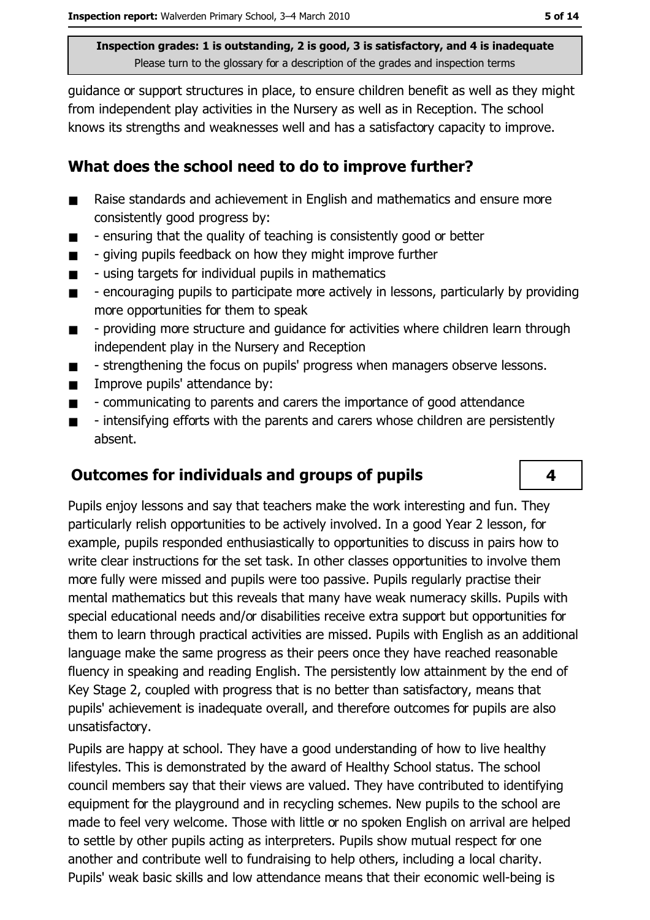guidance or support structures in place, to ensure children benefit as well as they might from independent play activities in the Nursery as well as in Reception. The school knows its strengths and weaknesses well and has a satisfactory capacity to improve.

## What does the school need to do to improve further?

- Raise standards and achievement in English and mathematics and ensure more consistently good progress by:
- - ensuring that the quality of teaching is consistently good or better
- - giving pupils feedback on how they might improve further
- - using targets for individual pupils in mathematics
- - encouraging pupils to participate more actively in lessons, particularly by providing more opportunities for them to speak
- - providing more structure and guidance for activities where children learn through independent play in the Nursery and Reception
- - strengthening the focus on pupils' progress when managers observe lessons.
- Improve pupils' attendance by:
- - communicating to parents and carers the importance of good attendance
- - intensifying efforts with the parents and carers whose children are persistently absent.

## Outcomes for individuals and groups of pupils

**4**

Pupils enjoy lessons and say that teachers make the work interesting and fun. They particularly relish opportunities to be actively involved. In a good Year 2 lesson, for example, pupils responded enthusiastically to opportunities to discuss in pairs how to write clear instructions for the set task. In other classes opportunities to involve them more fully were missed and pupils were too passive. Pupils regularly practise their mental mathematics but this reveals that many have weak numeracy skills. Pupils with special educational needs and/or disabilities receive extra support but opportunities for them to learn through practical activities are missed. Pupils with English as an additional language make the same progress as their peers once they have reached reasonable fluency in speaking and reading English. The persistently low attainment by the end of Key Stage 2, coupled with progress that is no better than satisfactory, means that pupils' achievement is inadequate overall, and therefore outcomes for pupils are also unsatisfactory.

Pupils are happy at school. They have a good understanding of how to live healthy lifestyles. This is demonstrated by the award of Healthy School status. The school council members say that their views are valued. They have contributed to identifying equipment for the playground and in recycling schemes. New pupils to the school are made to feel very welcome. Those with little or no spoken English on arrival are helped to settle by other pupils acting as interpreters. Pupils show mutual respect for one another and contribute well to fundraising to help others, including a local charity. Pupils' weak basic skills and low attendance means that their economic well-being is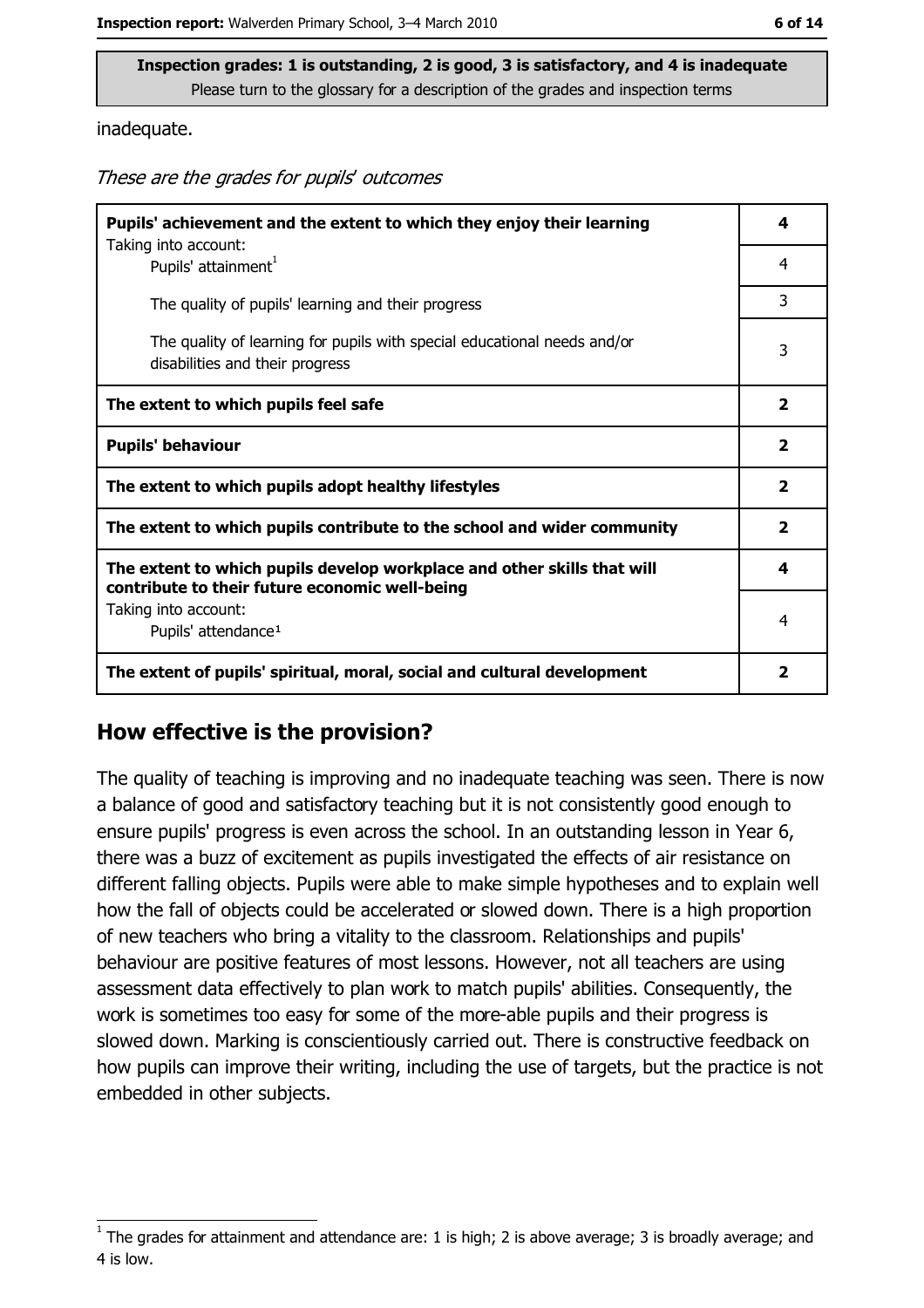**Inspection grades: 1 is outstanding, 2 is good, 3 is satisfactory, and 4 is inadequate**
Please turn to the glossary for a description of the grades and inspection terms

inadequate.

*These are the grades for pupils' outcomes*

| | |
|---|---|
| **Pupils' achievement and the extent to which they enjoy their learning** | **4** |
| Taking into account: Pupils' attainment[1] | 4 |
| The quality of pupils' learning and their progress | 3 |
| The quality of learning for pupils with special educational needs and/or disabilities and their progress | 3 |
| **The extent to which pupils feel safe** | **2** |
| **Pupils' behaviour** | **2** |
| **The extent to which pupils adopt healthy lifestyles** | **2** |
| **The extent to which pupils contribute to the school and wider community** | **2** |
| **The extent to which pupils develop workplace and other skills that will contribute to their future economic well-being** | **4** |
| Taking into account: Pupils' attendance[1] | 4 |
| **The extent of pupils' spiritual, moral, social and cultural development** | **2** |

## How effective is the provision?

The quality of teaching is improving and no inadequate teaching was seen. There is now a balance of good and satisfactory teaching but it is not consistently good enough to ensure pupils' progress is even across the school. In an outstanding lesson in Year 6, there was a buzz of excitement as pupils investigated the effects of air resistance on different falling objects. Pupils were able to make simple hypotheses and to explain well how the fall of objects could be accelerated or slowed down. There is a high proportion of new teachers who bring a vitality to the classroom. Relationships and pupils' behaviour are positive features of most lessons. However, not all teachers are using assessment data effectively to plan work to match pupils' abilities. Consequently, the work is sometimes too easy for some of the more-able pupils and their progress is slowed down. Marking is conscientiously carried out. There is constructive feedback on how pupils can improve their writing, including the use of targets, but the practice is not embedded in other subjects.

[1] The grades for attainment and attendance are: 1 is high; 2 is above average; 3 is broadly average; and 4 is low.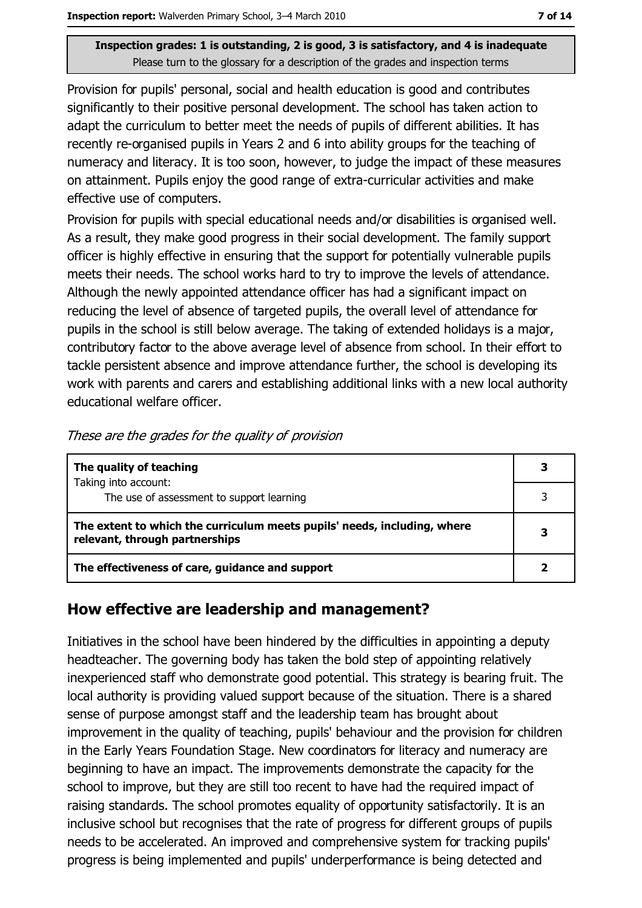**Inspection grades: 1 is outstanding, 2 is good, 3 is satisfactory, and 4 is inadequate**
Please turn to the glossary for a description of the grades and inspection terms

Provision for pupils' personal, social and health education is good and contributes significantly to their positive personal development. The school has taken action to adapt the curriculum to better meet the needs of pupils of different abilities. It has recently re-organised pupils in Years 2 and 6 into ability groups for the teaching of numeracy and literacy. It is too soon, however, to judge the impact of these measures on attainment. Pupils enjoy the good range of extra-curricular activities and make effective use of computers.

Provision for pupils with special educational needs and/or disabilities is organised well. As a result, they make good progress in their social development. The family support officer is highly effective in ensuring that the support for potentially vulnerable pupils meets their needs. The school works hard to try to improve the levels of attendance. Although the newly appointed attendance officer has had a significant impact on reducing the level of absence of targeted pupils, the overall level of attendance for pupils in the school is still below average. The taking of extended holidays is a major, contributory factor to the above average level of absence from school. In their effort to tackle persistent absence and improve attendance further, the school is developing its work with parents and carers and establishing additional links with a new local authority educational welfare officer.

*These are the grades for the quality of provision*

| | |
|---|---|
| **The quality of teaching** | **3** |
| Taking into account: The use of assessment to support learning | 3 |
| **The extent to which the curriculum meets pupils' needs, including, where relevant, through partnerships** | **3** |
| **The effectiveness of care, guidance and support** | **2** |

## How effective are leadership and management?

Initiatives in the school have been hindered by the difficulties in appointing a deputy headteacher. The governing body has taken the bold step of appointing relatively inexperienced staff who demonstrate good potential. This strategy is bearing fruit. The local authority is providing valued support because of the situation. There is a shared sense of purpose amongst staff and the leadership team has brought about improvement in the quality of teaching, pupils' behaviour and the provision for children in the Early Years Foundation Stage. New coordinators for literacy and numeracy are beginning to have an impact. The improvements demonstrate the capacity for the school to improve, but they are still too recent to have had the required impact of raising standards. The school promotes equality of opportunity satisfactorily. It is an inclusive school but recognises that the rate of progress for different groups of pupils needs to be accelerated. An improved and comprehensive system for tracking pupils' progress is being implemented and pupils' underperformance is being detected and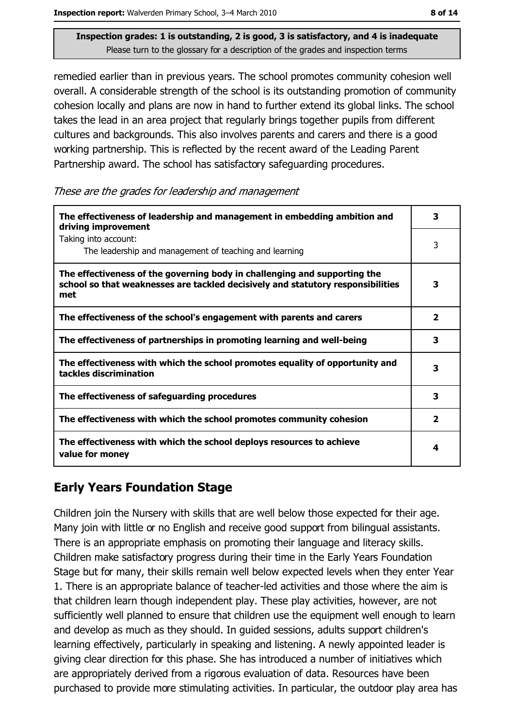**Inspection grades: 1 is outstanding, 2 is good, 3 is satisfactory, and 4 is inadequate**
Please turn to the glossary for a description of the grades and inspection terms

remedied earlier than in previous years. The school promotes community cohesion well overall. A considerable strength of the school is its outstanding promotion of community cohesion locally and plans are now in hand to further extend its global links. The school takes the lead in an area project that regularly brings together pupils from different cultures and backgrounds. This also involves parents and carers and there is a good working partnership. This is reflected by the recent award of the Leading Parent Partnership award. The school has satisfactory safeguarding procedures.

*These are the grades for leadership and management*

| | |
|---|---|
| **The effectiveness of leadership and management in embedding ambition and driving improvement** | **3** |
| Taking into account:<br>The leadership and management of teaching and learning | 3 |
| **The effectiveness of the governing body in challenging and supporting the school so that weaknesses are tackled decisively and statutory responsibilities met** | **3** |
| **The effectiveness of the school's engagement with parents and carers** | **2** |
| **The effectiveness of partnerships in promoting learning and well-being** | **3** |
| **The effectiveness with which the school promotes equality of opportunity and tackles discrimination** | **3** |
| **The effectiveness of safeguarding procedures** | **3** |
| **The effectiveness with which the school promotes community cohesion** | **2** |
| **The effectiveness with which the school deploys resources to achieve value for money** | **4** |

## Early Years Foundation Stage

Children join the Nursery with skills that are well below those expected for their age. Many join with little or no English and receive good support from bilingual assistants. There is an appropriate emphasis on promoting their language and literacy skills. Children make satisfactory progress during their time in the Early Years Foundation Stage but for many, their skills remain well below expected levels when they enter Year 1. There is an appropriate balance of teacher-led activities and those where the aim is that children learn though independent play. These play activities, however, are not sufficiently well planned to ensure that children use the equipment well enough to learn and develop as much as they should. In guided sessions, adults support children's learning effectively, particularly in speaking and listening. A newly appointed leader is giving clear direction for this phase. She has introduced a number of initiatives which are appropriately derived from a rigorous evaluation of data. Resources have been purchased to provide more stimulating activities. In particular, the outdoor play area has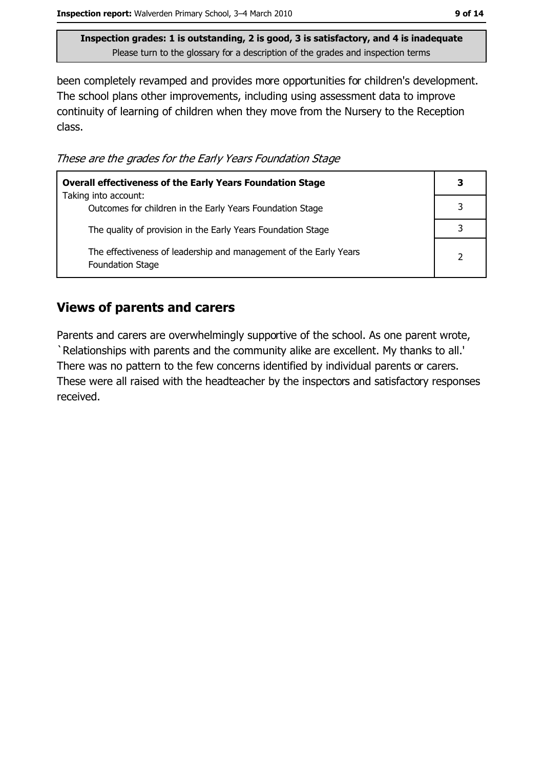Inspection grades: 1 is outstanding, 2 is good, 3 is satisfactory, and 4 is inadequate
Please turn to the glossary for a description of the grades and inspection terms

been completely revamped and provides more opportunities for children's development. The school plans other improvements, including using assessment data to improve continuity of learning of children when they move from the Nursery to the Reception class.

*These are the grades for the Early Years Foundation Stage*

| **Overall effectiveness of the Early Years Foundation Stage** | **3** |
|---|---|
| Taking into account:<br>Outcomes for children in the Early Years Foundation Stage | 3 |
| The quality of provision in the Early Years Foundation Stage | 3 |
| The effectiveness of leadership and management of the Early Years Foundation Stage | 2 |

## Views of parents and carers

Parents and carers are overwhelmingly supportive of the school. As one parent wrote, `Relationships with parents and the community alike are excellent. My thanks to all.' There was no pattern to the few concerns identified by individual parents or carers. These were all raised with the headteacher by the inspectors and satisfactory responses received.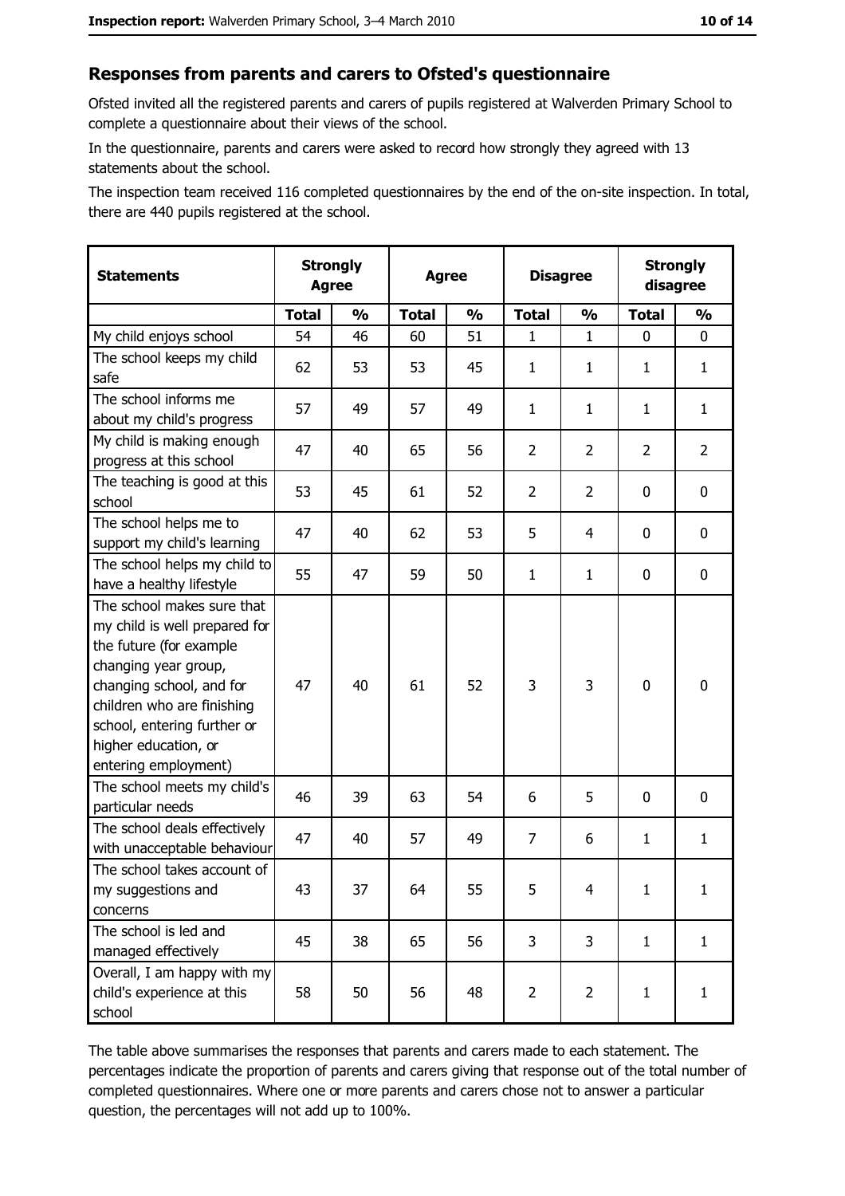## Responses from parents and carers to Ofsted's questionnaire

Ofsted invited all the registered parents and carers of pupils registered at Walverden Primary School to complete a questionnaire about their views of the school.

In the questionnaire, parents and carers were asked to record how strongly they agreed with 13 statements about the school.

The inspection team received 116 completed questionnaires by the end of the on-site inspection. In total, there are 440 pupils registered at the school.

| Statements | Strongly Agree | | Agree | | Disagree | | Strongly disagree | |
|---|---|---|---|---|---|---|---|---|
| | Total | % | Total | % | Total | % | Total | % |
| My child enjoys school | 54 | 46 | 60 | 51 | 1 | 1 | 0 | 0 |
| The school keeps my child safe | 62 | 53 | 53 | 45 | 1 | 1 | 1 | 1 |
| The school informs me about my child's progress | 57 | 49 | 57 | 49 | 1 | 1 | 1 | 1 |
| My child is making enough progress at this school | 47 | 40 | 65 | 56 | 2 | 2 | 2 | 2 |
| The teaching is good at this school | 53 | 45 | 61 | 52 | 2 | 2 | 0 | 0 |
| The school helps me to support my child's learning | 47 | 40 | 62 | 53 | 5 | 4 | 0 | 0 |
| The school helps my child to have a healthy lifestyle | 55 | 47 | 59 | 50 | 1 | 1 | 0 | 0 |
| The school makes sure that my child is well prepared for the future (for example changing year group, changing school, and for children who are finishing school, entering further or higher education, or entering employment) | 47 | 40 | 61 | 52 | 3 | 3 | 0 | 0 |
| The school meets my child's particular needs | 46 | 39 | 63 | 54 | 6 | 5 | 0 | 0 |
| The school deals effectively with unacceptable behaviour | 47 | 40 | 57 | 49 | 7 | 6 | 1 | 1 |
| The school takes account of my suggestions and concerns | 43 | 37 | 64 | 55 | 5 | 4 | 1 | 1 |
| The school is led and managed effectively | 45 | 38 | 65 | 56 | 3 | 3 | 1 | 1 |
| Overall, I am happy with my child's experience at this school | 58 | 50 | 56 | 48 | 2 | 2 | 1 | 1 |

The table above summarises the responses that parents and carers made to each statement. The percentages indicate the proportion of parents and carers giving that response out of the total number of completed questionnaires. Where one or more parents and carers chose not to answer a particular question, the percentages will not add up to 100%.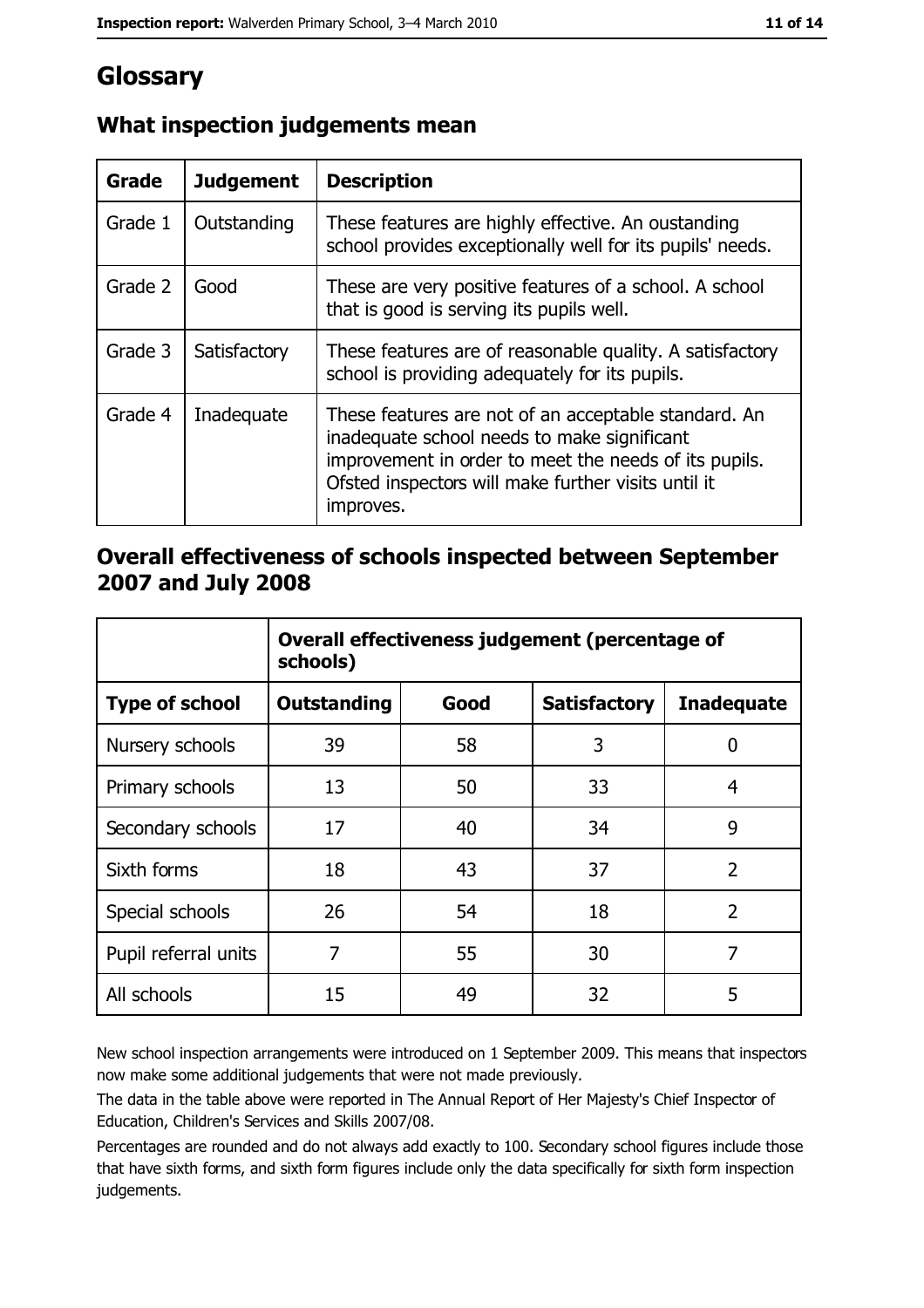# Glossary

## What inspection judgements mean

| Grade | Judgement | Description |
|---|---|---|
| Grade 1 | Outstanding | These features are highly effective. An oustanding school provides exceptionally well for its pupils' needs. |
| Grade 2 | Good | These are very positive features of a school. A school that is good is serving its pupils well. |
| Grade 3 | Satisfactory | These features are of reasonable quality. A satisfactory school is providing adequately for its pupils. |
| Grade 4 | Inadequate | These features are not of an acceptable standard. An inadequate school needs to make significant improvement in order to meet the needs of its pupils. Ofsted inspectors will make further visits until it improves. |

## Overall effectiveness of schools inspected between September 2007 and July 2008

| | Overall effectiveness judgement (percentage of schools) | | | |
|---|---|---|---|---|
| **Type of school** | **Outstanding** | **Good** | **Satisfactory** | **Inadequate** |
| Nursery schools | 39 | 58 | 3 | 0 |
| Primary schools | 13 | 50 | 33 | 4 |
| Secondary schools | 17 | 40 | 34 | 9 |
| Sixth forms | 18 | 43 | 37 | 2 |
| Special schools | 26 | 54 | 18 | 2 |
| Pupil referral units | 7 | 55 | 30 | 7 |
| All schools | 15 | 49 | 32 | 5 |

New school inspection arrangements were introduced on 1 September 2009. This means that inspectors now make some additional judgements that were not made previously.

The data in the table above were reported in The Annual Report of Her Majesty's Chief Inspector of Education, Children's Services and Skills 2007/08.

Percentages are rounded and do not always add exactly to 100. Secondary school figures include those that have sixth forms, and sixth form figures include only the data specifically for sixth form inspection judgements.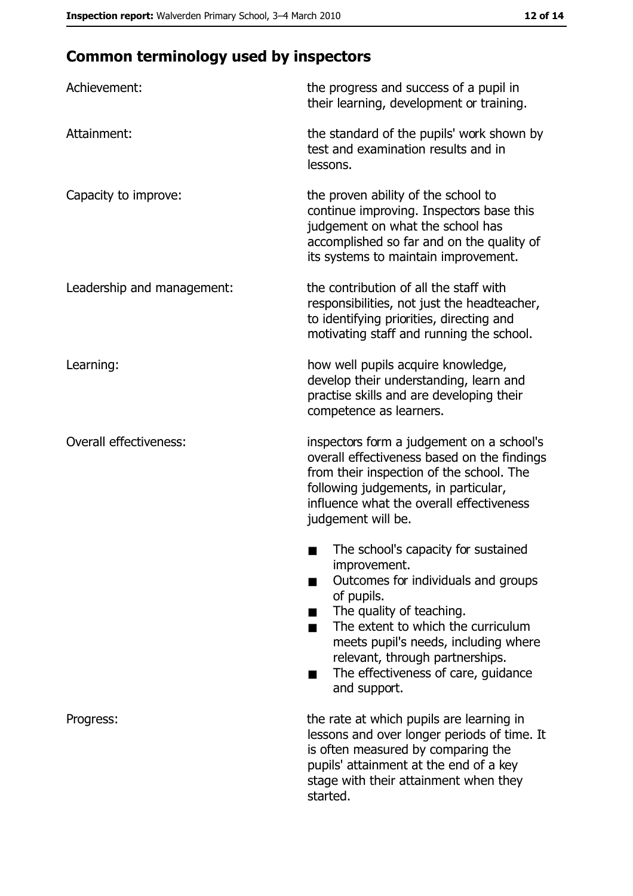## Common terminology used by inspectors

| | |
|---|---|
| Achievement: | the progress and success of a pupil in their learning, development or training. |
| Attainment: | the standard of the pupils' work shown by test and examination results and in lessons. |
| Capacity to improve: | the proven ability of the school to continue improving. Inspectors base this judgement on what the school has accomplished so far and on the quality of its systems to maintain improvement. |
| Leadership and management: | the contribution of all the staff with responsibilities, not just the headteacher, to identifying priorities, directing and motivating staff and running the school. |
| Learning: | how well pupils acquire knowledge, develop their understanding, learn and practise skills and are developing their competence as learners. |
| Overall effectiveness: | inspectors form a judgement on a school's overall effectiveness based on the findings from their inspection of the school. The following judgements, in particular, influence what the overall effectiveness judgement will be.<br>■ The school's capacity for sustained improvement.<br>■ Outcomes for individuals and groups of pupils.<br>■ The quality of teaching.<br>■ The extent to which the curriculum meets pupil's needs, including where relevant, through partnerships.<br>■ The effectiveness of care, guidance and support. |
| Progress: | the rate at which pupils are learning in lessons and over longer periods of time. It is often measured by comparing the pupils' attainment at the end of a key stage with their attainment when they started. |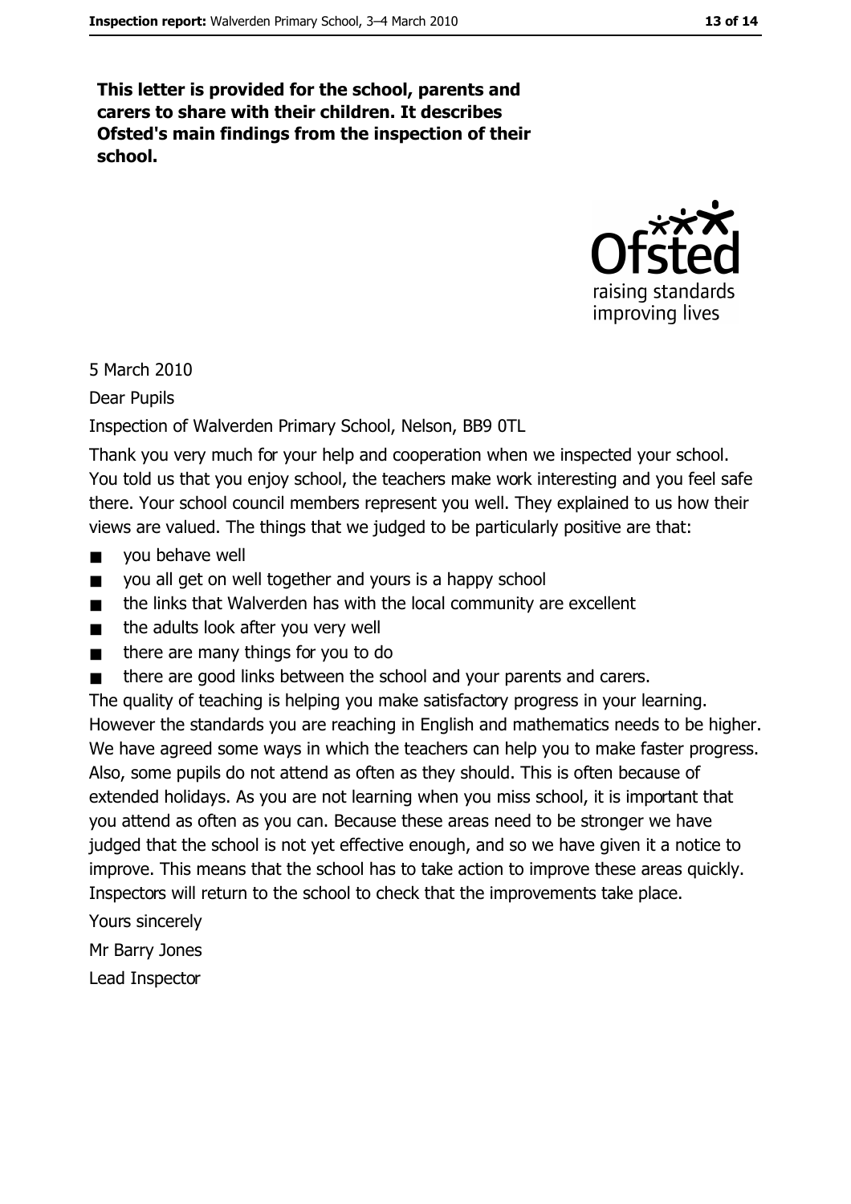**This letter is provided for the school, parents and carers to share with their children. It describes Ofsted's main findings from the inspection of their school.**

5 March 2010

Dear Pupils

Inspection of Walverden Primary School, Nelson, BB9 0TL

Thank you very much for your help and cooperation when we inspected your school. You told us that you enjoy school, the teachers make work interesting and you feel safe there. Your school council members represent you well. They explained to us how their views are valued. The things that we judged to be particularly positive are that:

- you behave well
- you all get on well together and yours is a happy school
- the links that Walverden has with the local community are excellent
- the adults look after you very well
- there are many things for you to do
- there are good links between the school and your parents and carers.

The quality of teaching is helping you make satisfactory progress in your learning. However the standards you are reaching in English and mathematics needs to be higher. We have agreed some ways in which the teachers can help you to make faster progress. Also, some pupils do not attend as often as they should. This is often because of extended holidays. As you are not learning when you miss school, it is important that you attend as often as you can. Because these areas need to be stronger we have judged that the school is not yet effective enough, and so we have given it a notice to improve. This means that the school has to take action to improve these areas quickly. Inspectors will return to the school to check that the improvements take place.

Yours sincerely

Mr Barry Jones

Lead Inspector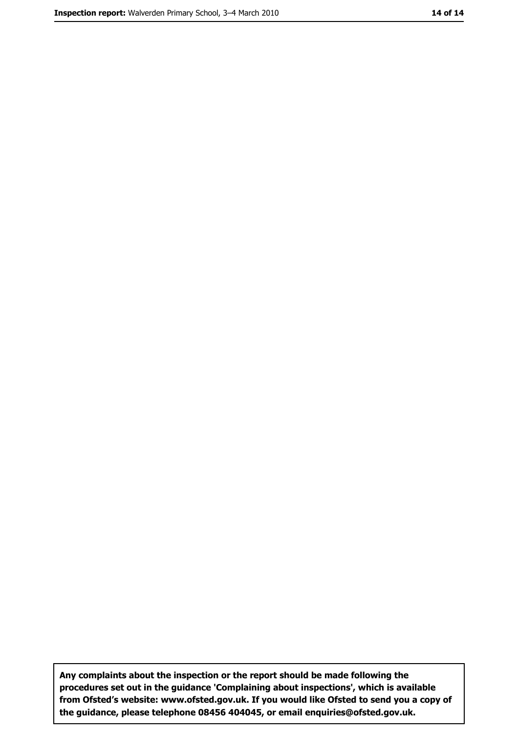**Any complaints about the inspection or the report should be made following the procedures set out in the guidance 'Complaining about inspections', which is available from Ofsted's website: www.ofsted.gov.uk. If you would like Ofsted to send you a copy of the guidance, please telephone 08456 404045, or email enquiries@ofsted.gov.uk.**